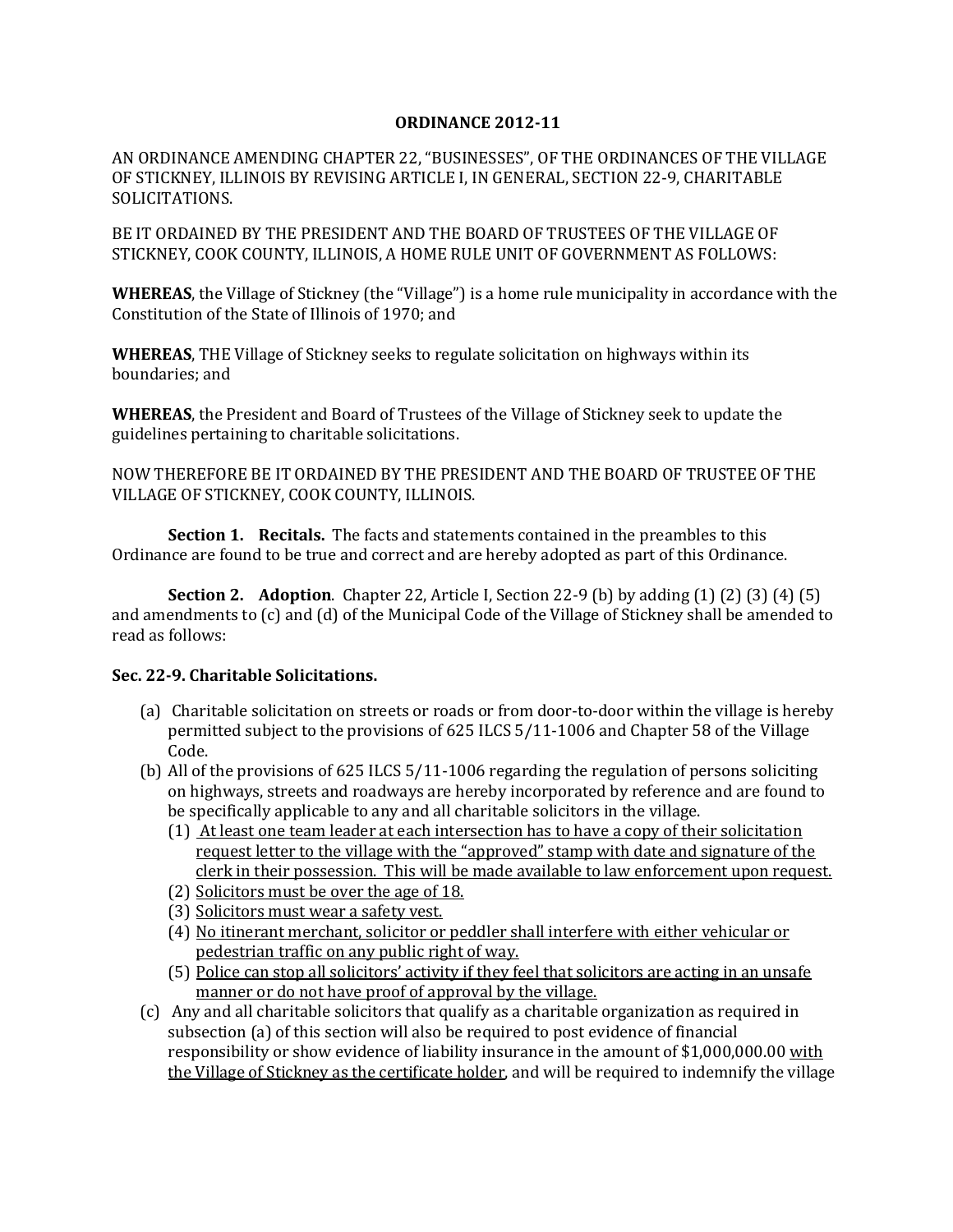**ORDINANCE 2012-11**

AN ORDINANCE AMENDING CHAPTER 22, "BUSINESSES", OF THE ORDINANCES OF THE VILLAGE OF STICKNEY, ILLINOIS BY REVISING ARTICLE I, IN GENERAL, SECTION 22-9, CHARITABLE SOLICITATIONS.

BE IT ORDAINED BY THE PRESIDENT AND THE BOARD OF TRUSTEES OF THE VILLAGE OF STICKNEY, COOK COUNTY, ILLINOIS, A HOME RULE UNIT OF GOVERNMENT AS FOLLOWS:

**WHEREAS**, the Village of Stickney (the "Village") is a home rule municipality in accordance with the Constitution of the State of Illinois of 1970; and

**WHEREAS**, THE Village of Stickney seeks to regulate solicitation on highways within its boundaries; and

**WHEREAS**, the President and Board of Trustees of the Village of Stickney seek to update the guidelines pertaining to charitable solicitations.

NOW THEREFORE BE IT ORDAINED BY THE PRESIDENT AND THE BOARD OF TRUSTEE OF THE VILLAGE OF STICKNEY, COOK COUNTY, ILLINOIS.

**Section 1. Recitals.** The facts and statements contained in the preambles to this Ordinance are found to be true and correct and are hereby adopted as part of this Ordinance.

**Section 2. Adoption**. Chapter 22, Article I, Section 22-9 (b) by adding (1) (2) (3) (4) (5) and amendments to (c) and (d) of the Municipal Code of the Village of Stickney shall be amended to read as follows:

**Sec. 22-9. Charitable Solicitations.**

(a) Charitable solicitation on streets or roads or from door-to-door within the village is hereby permitted subject to the provisions of 625 ILCS 5/11-1006 and Chapter 58 of the Village Code.

(b) All of the provisions of 625 ILCS 5/11-1006 regarding the regulation of persons soliciting on highways, streets and roadways are hereby incorporated by reference and are found to be specifically applicable to any and all charitable solicitors in the village.

  (1) <u>At least one team leader at each intersection has to have a copy of their solicitation request letter to the village with the "approved" stamp with date and signature of the clerk in their possession. This will be made available to law enforcement upon request.</u>

  (2) <u>Solicitors must be over the age of 18.</u>

  (3) <u>Solicitors must wear a safety vest.</u>

  (4) <u>No itinerant merchant, solicitor or peddler shall interfere with either vehicular or pedestrian traffic on any public right of way.</u>

  (5) <u>Police can stop all solicitors' activity if they feel that solicitors are acting in an unsafe manner or do not have proof of approval by the village.</u>

(c) Any and all charitable solicitors that qualify as a charitable organization as required in subsection (a) of this section will also be required to post evidence of financial responsibility or show evidence of liability insurance in the amount of $1,000,000.00 <u>with the Village of Stickney as the certificate holder</u>, and will be required to indemnify the village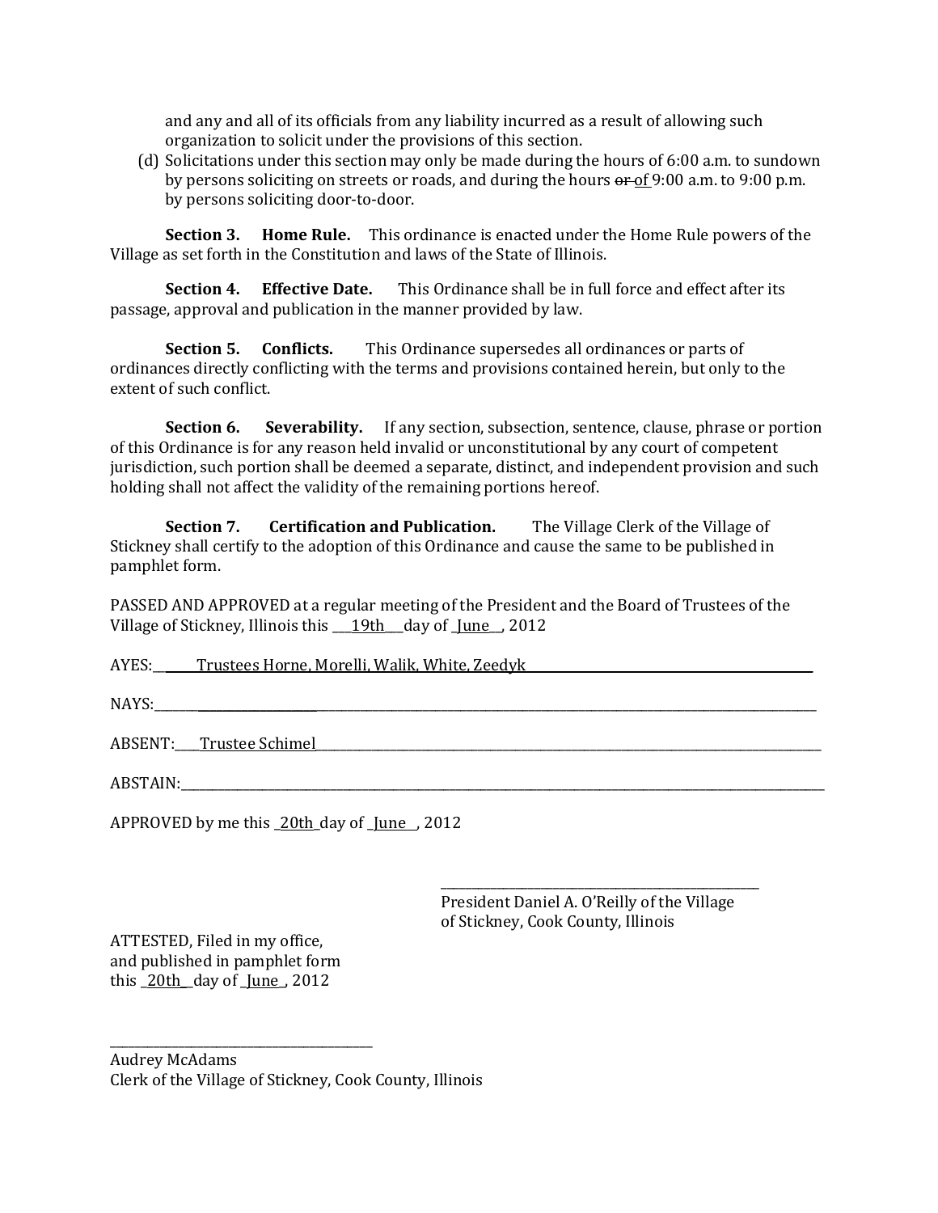and any and all of its officials from any liability incurred as a result of allowing such organization to solicit under the provisions of this section.

(d) Solicitations under this section may only be made during the hours of 6:00 a.m. to sundown by persons soliciting on streets or roads, and during the hours ~~or~~ of 9:00 a.m. to 9:00 p.m. by persons soliciting door-to-door.

**Section 3. Home Rule.** This ordinance is enacted under the Home Rule powers of the Village as set forth in the Constitution and laws of the State of Illinois.

**Section 4. Effective Date.** This Ordinance shall be in full force and effect after its passage, approval and publication in the manner provided by law.

**Section 5. Conflicts.** This Ordinance supersedes all ordinances or parts of ordinances directly conflicting with the terms and provisions contained herein, but only to the extent of such conflict.

**Section 6. Severability.** If any section, subsection, sentence, clause, phrase or portion of this Ordinance is for any reason held invalid or unconstitutional by any court of competent jurisdiction, such portion shall be deemed a separate, distinct, and independent provision and such holding shall not affect the validity of the remaining portions hereof.

**Section 7. Certification and Publication.** The Village Clerk of the Village of Stickney shall certify to the adoption of this Ordinance and cause the same to be published in pamphlet form.

PASSED AND APPROVED at a regular meeting of the President and the Board of Trustees of the Village of Stickney, Illinois this 19th day of June, 2012

AYES: Trustees Horne, Morelli, Walik, White, Zeedyk

NAYS: ____________

ABSENT: Trustee Schimel

ABSTAIN: ____________

APPROVED by me this 20th day of June, 2012

____________________
President Daniel A. O'Reilly of the Village of Stickney, Cook County, Illinois

ATTESTED, Filed in my office, and published in pamphlet form this 20th day of June, 2012

____________________
Audrey McAdams
Clerk of the Village of Stickney, Cook County, Illinois